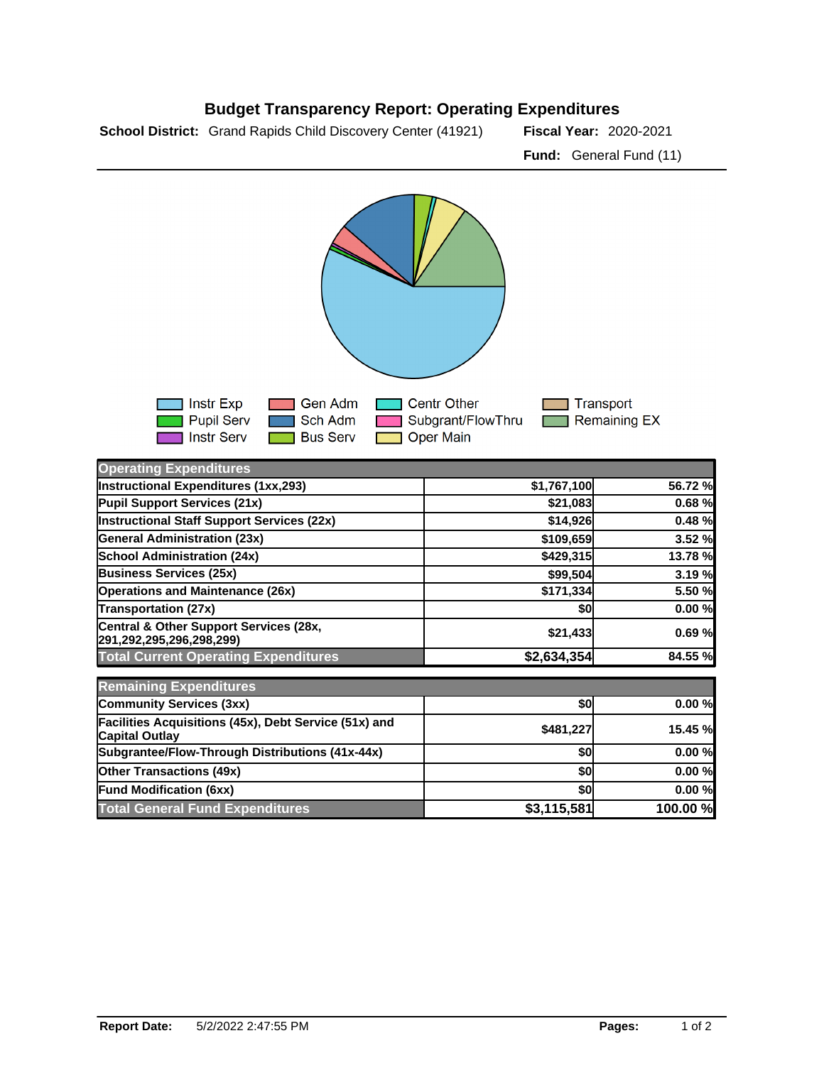# Budget Transparency Report: Operating Expenditures

**School District:** Grand Rapids Child Discovery Center (41921) **Fiscal Year:** 2020-2021

**Fund:** General Fund (11)

Instr Exp | Gen Adm | Centr Other | Transport
Pupil Serv | Sch Adm | Subgrant/FlowThru | Remaining EX
Instr Serv | Bus Serv | Oper Main

| Operating Expenditures | | |
|---|---|---|
| Instructional Expenditures (1xx,293) | $1,767,100 | 56.72 % |
| Pupil Support Services (21x) | $21,083 | 0.68 % |
| Instructional Staff Support Services (22x) | $14,926 | 0.48 % |
| General Administration (23x) | $109,659 | 3.52 % |
| School Administration (24x) | $429,315 | 13.78 % |
| Business Services (25x) | $99,504 | 3.19 % |
| Operations and Maintenance (26x) | $171,334 | 5.50 % |
| Transportation (27x) | $0 | 0.00 % |
| Central & Other Support Services (28x, 291,292,295,296,298,299) | $21,433 | 0.69 % |
| **Total Current Operating Expenditures** | **$2,634,354** | **84.55 %** |

| Remaining Expenditures | | |
|---|---|---|
| Community Services (3xx) | $0 | 0.00 % |
| Facilities Acquisitions (45x), Debt Service (51x) and Capital Outlay | $481,227 | 15.45 % |
| Subgrantee/Flow-Through Distributions (41x-44x) | $0 | 0.00 % |
| Other Transactions (49x) | $0 | 0.00 % |
| Fund Modification (6xx) | $0 | 0.00 % |
| **Total General Fund Expenditures** | **$3,115,581** | **100.00 %** |

**Report Date:** 5/2/2022 2:47:55 PM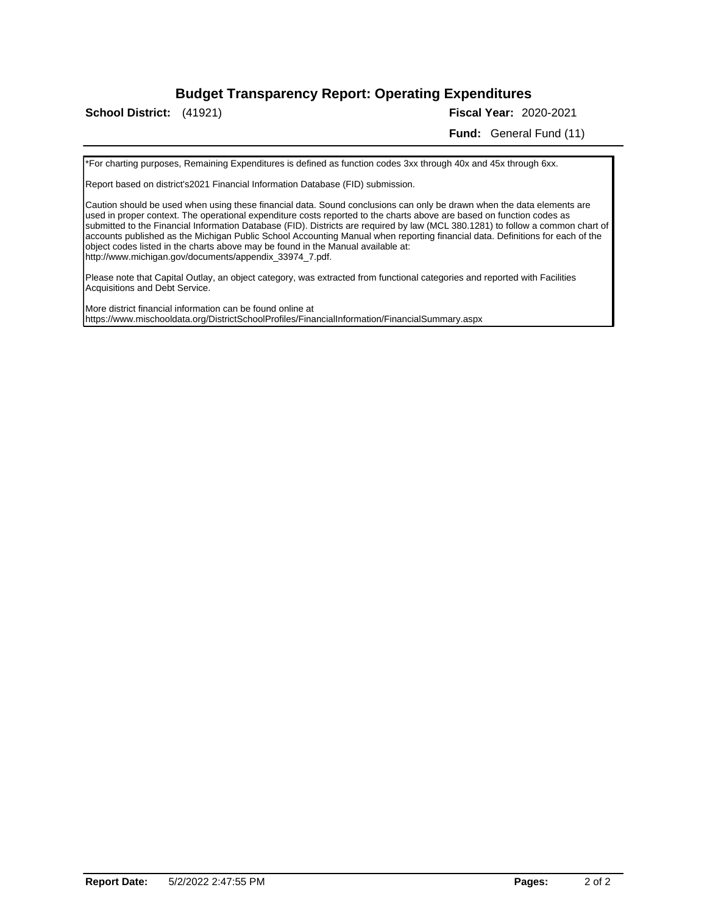## Budget Transparency Report: Operating Expenditures

**School District:** (41921)

**Fiscal Year:** 2020-2021

**Fund:** General Fund (11)

*For charting purposes, Remaining Expenditures is defined as function codes 3xx through 40x and 45x through 6xx.

Report based on district's2021 Financial Information Database (FID) submission.

Caution should be used when using these financial data. Sound conclusions can only be drawn when the data elements are used in proper context. The operational expenditure costs reported to the charts above are based on function codes as submitted to the Financial Information Database (FID). Districts are required by law (MCL 380.1281) to follow a common chart of accounts published as the Michigan Public School Accounting Manual when reporting financial data. Definitions for each of the object codes listed in the charts above may be found in the Manual available at: http://www.michigan.gov/documents/appendix_33974_7.pdf.

Please note that Capital Outlay, an object category, was extracted from functional categories and reported with Facilities Acquisitions and Debt Service.

More district financial information can be found online at https://www.mischooldata.org/DistrictSchoolProfiles/FinancialInformation/FinancialSummary.aspx

**Report Date:** 5/2/2022 2:47:55 PM